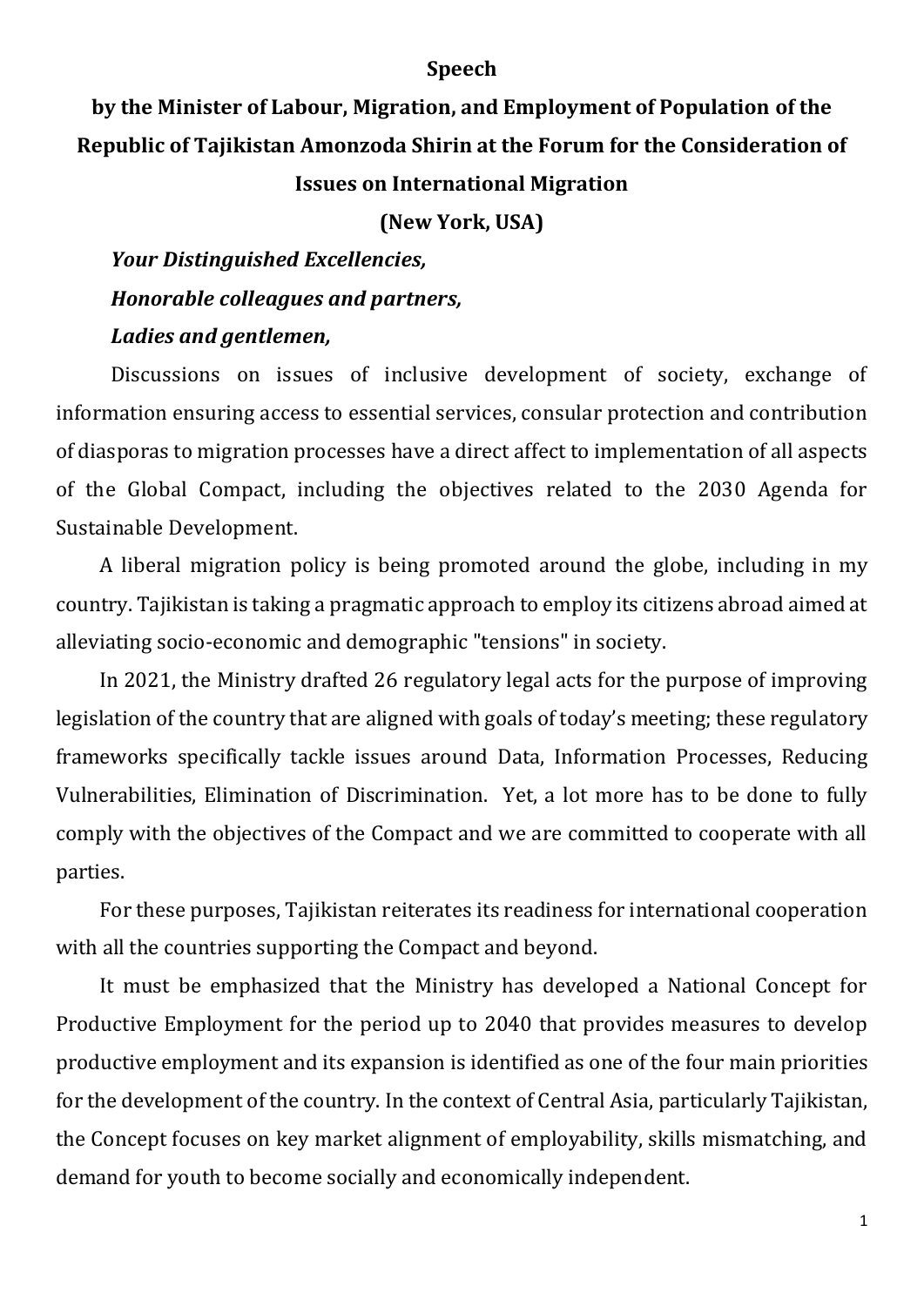**Speech**

**by the Minister of Labour, Migration, and Employment of Population of the Republic of Tajikistan Amonzoda Shirin at the Forum for the Consideration of Issues on International Migration**

**(New York, USA)**

***Your Distinguished Excellencies,***

***Honorable colleagues and partners,***

***Ladies and gentlemen,***

Discussions on issues of inclusive development of society, exchange of information ensuring access to essential services, consular protection and contribution of diasporas to migration processes have a direct affect to implementation of all aspects of the Global Compact, including the objectives related to the 2030 Agenda for Sustainable Development.

A liberal migration policy is being promoted around the globe, including in my country. Tajikistan is taking a pragmatic approach to employ its citizens abroad aimed at alleviating socio-economic and demographic "tensions" in society.

In 2021, the Ministry drafted 26 regulatory legal acts for the purpose of improving legislation of the country that are aligned with goals of today's meeting; these regulatory frameworks specifically tackle issues around Data, Information Processes, Reducing Vulnerabilities, Elimination of Discrimination. Yet, a lot more has to be done to fully comply with the objectives of the Compact and we are committed to cooperate with all parties.

For these purposes, Tajikistan reiterates its readiness for international cooperation with all the countries supporting the Compact and beyond.

It must be emphasized that the Ministry has developed a National Concept for Productive Employment for the period up to 2040 that provides measures to develop productive employment and its expansion is identified as one of the four main priorities for the development of the country. In the context of Central Asia, particularly Tajikistan, the Concept focuses on key market alignment of employability, skills mismatching, and demand for youth to become socially and economically independent.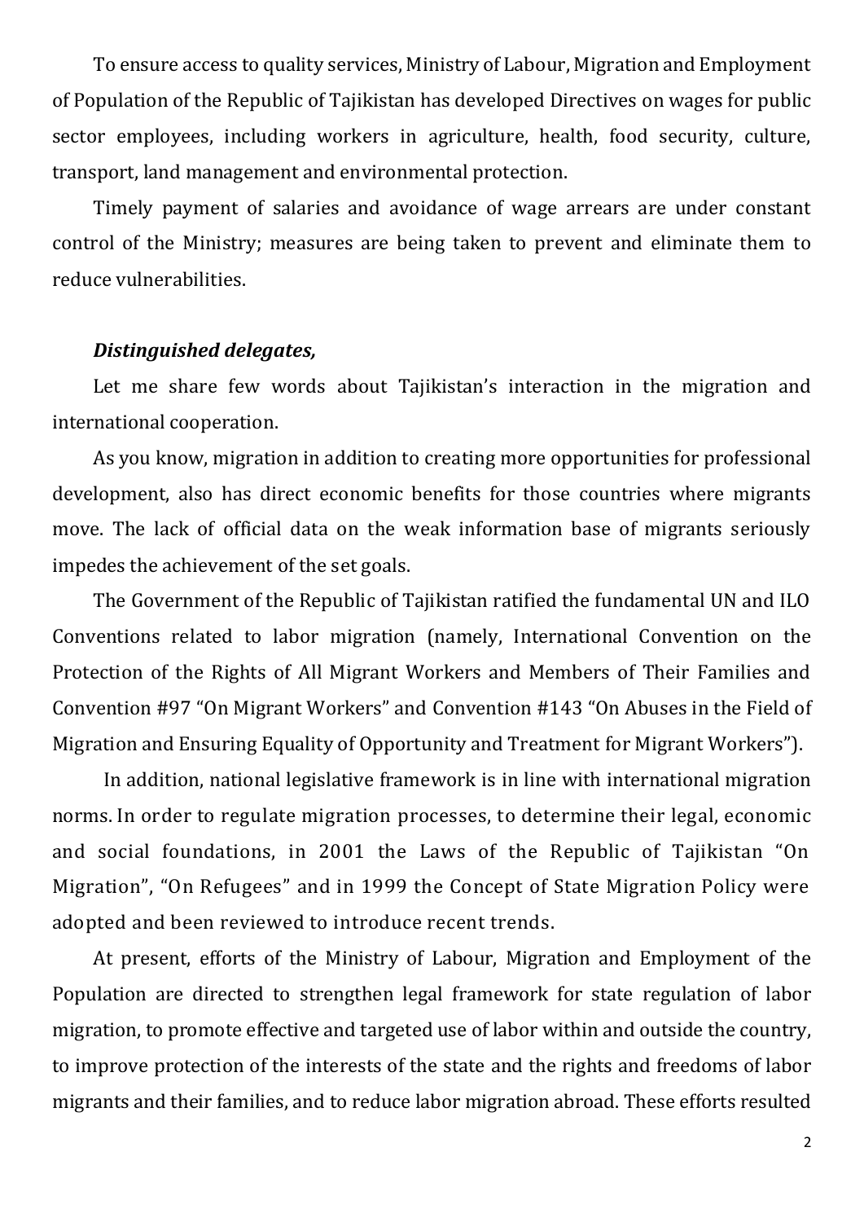To ensure access to quality services, Ministry of Labour, Migration and Employment of Population of the Republic of Tajikistan has developed Directives on wages for public sector employees, including workers in agriculture, health, food security, culture, transport, land management and environmental protection.

Timely payment of salaries and avoidance of wage arrears are under constant control of the Ministry; measures are being taken to prevent and eliminate them to reduce vulnerabilities.

***Distinguished delegates,***

Let me share few words about Tajikistan's interaction in the migration and international cooperation.

As you know, migration in addition to creating more opportunities for professional development, also has direct economic benefits for those countries where migrants move. The lack of official data on the weak information base of migrants seriously impedes the achievement of the set goals.

The Government of the Republic of Tajikistan ratified the fundamental UN and ILO Conventions related to labor migration (namely, International Convention on the Protection of the Rights of All Migrant Workers and Members of Their Families and Convention #97 "On Migrant Workers" and Convention #143 "On Abuses in the Field of Migration and Ensuring Equality of Opportunity and Treatment for Migrant Workers").

In addition, national legislative framework is in line with international migration norms. In order to regulate migration processes, to determine their legal, economic and social foundations, in 2001 the Laws of the Republic of Tajikistan "On Migration", "On Refugees" and in 1999 the Concept of State Migration Policy were adopted and been reviewed to introduce recent trends.

At present, efforts of the Ministry of Labour, Migration and Employment of the Population are directed to strengthen legal framework for state regulation of labor migration, to promote effective and targeted use of labor within and outside the country, to improve protection of the interests of the state and the rights and freedoms of labor migrants and their families, and to reduce labor migration abroad. These efforts resulted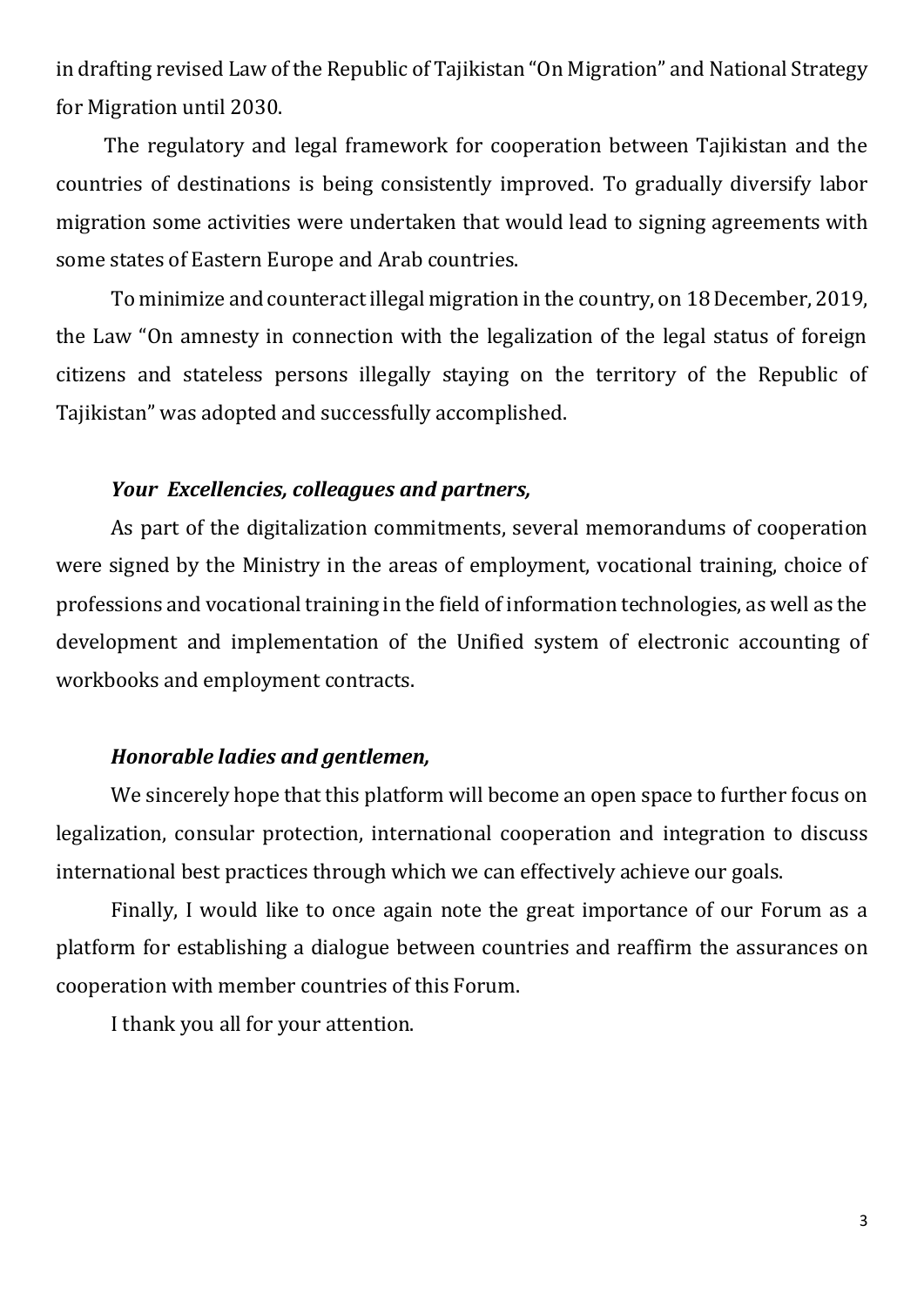in drafting revised Law of the Republic of Tajikistan "On Migration" and National Strategy for Migration until 2030.

The regulatory and legal framework for cooperation between Tajikistan and the countries of destinations is being consistently improved. To gradually diversify labor migration some activities were undertaken that would lead to signing agreements with some states of Eastern Europe and Arab countries.

To minimize and counteract illegal migration in the country, on 18 December, 2019, the Law "On amnesty in connection with the legalization of the legal status of foreign citizens and stateless persons illegally staying on the territory of the Republic of Tajikistan" was adopted and successfully accomplished.

***Your Excellencies, colleagues and partners,***

As part of the digitalization commitments, several memorandums of cooperation were signed by the Ministry in the areas of employment, vocational training, choice of professions and vocational training in the field of information technologies, as well as the development and implementation of the Unified system of electronic accounting of workbooks and employment contracts.

***Honorable ladies and gentlemen,***

We sincerely hope that this platform will become an open space to further focus on legalization, consular protection, international cooperation and integration to discuss international best practices through which we can effectively achieve our goals.

Finally, I would like to once again note the great importance of our Forum as a platform for establishing a dialogue between countries and reaffirm the assurances on cooperation with member countries of this Forum.

I thank you all for your attention.